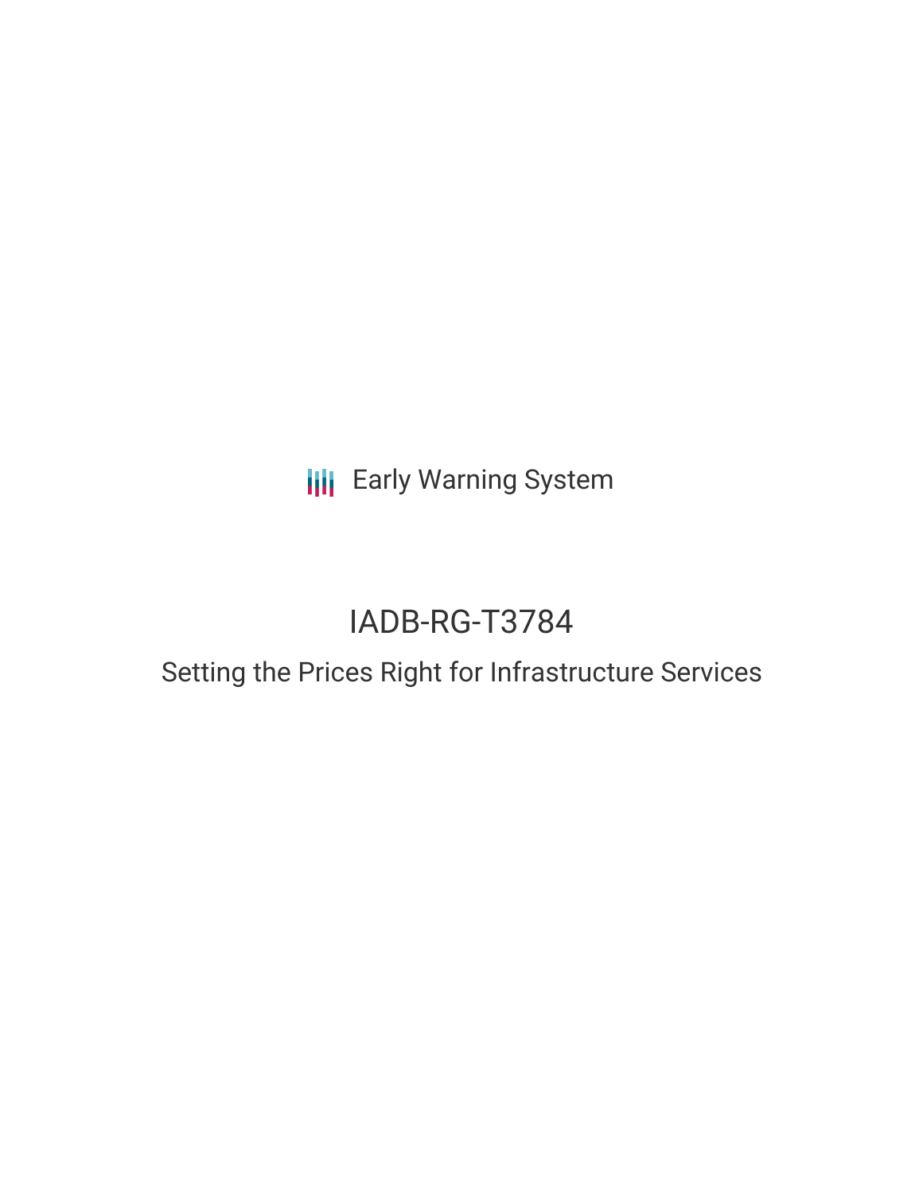Early Warning System

# IADB-RG-T3784

## Setting the Prices Right for Infrastructure Services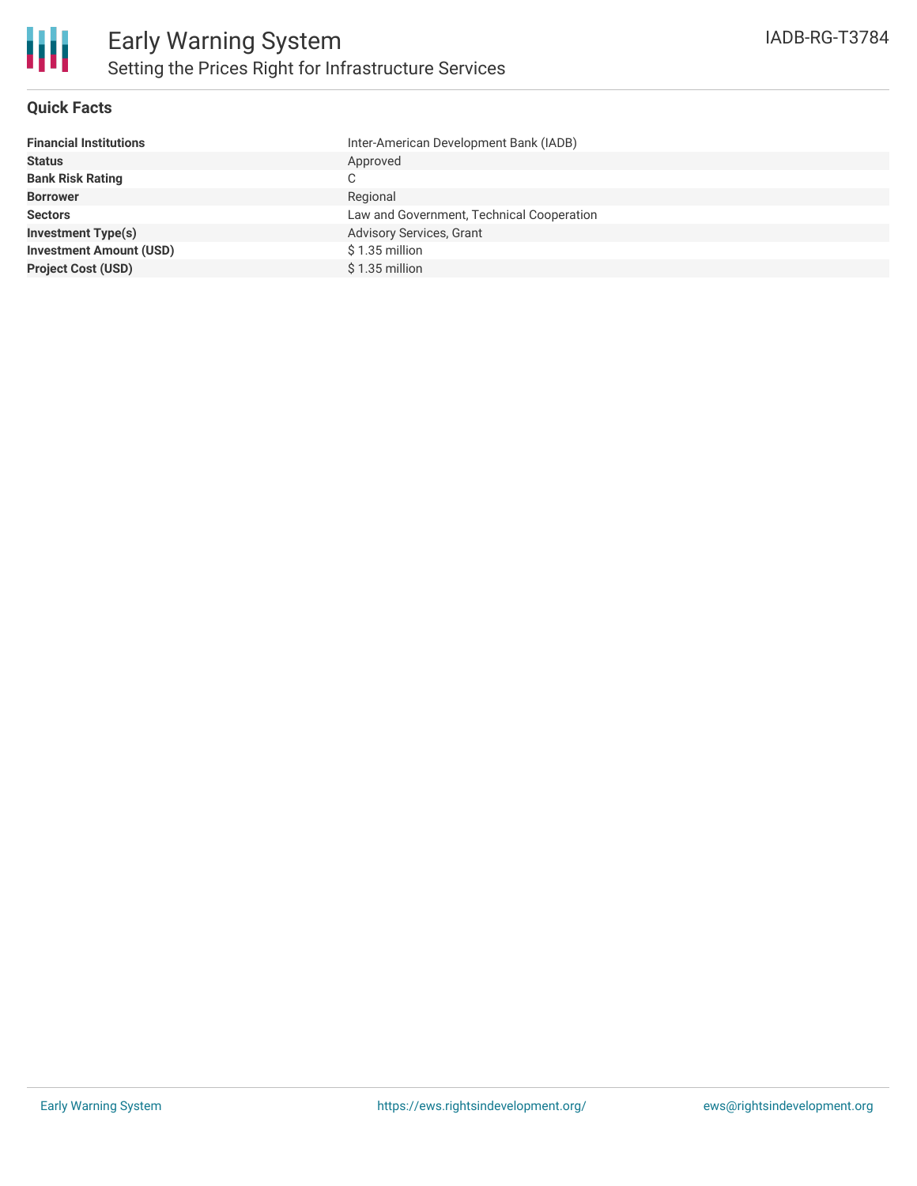# Early Warning System

## Setting the Prices Right for Infrastructure Services

IADB-RG-T3784

### Quick Facts

| | |
|---|---|
| **Financial Institutions** | Inter-American Development Bank (IADB) |
| **Status** | Approved |
| **Bank Risk Rating** | C |
| **Borrower** | Regional |
| **Sectors** | Law and Government, Technical Cooperation |
| **Investment Type(s)** | Advisory Services, Grant |
| **Investment Amount (USD)** | $ 1.35 million |
| **Project Cost (USD)** | $ 1.35 million |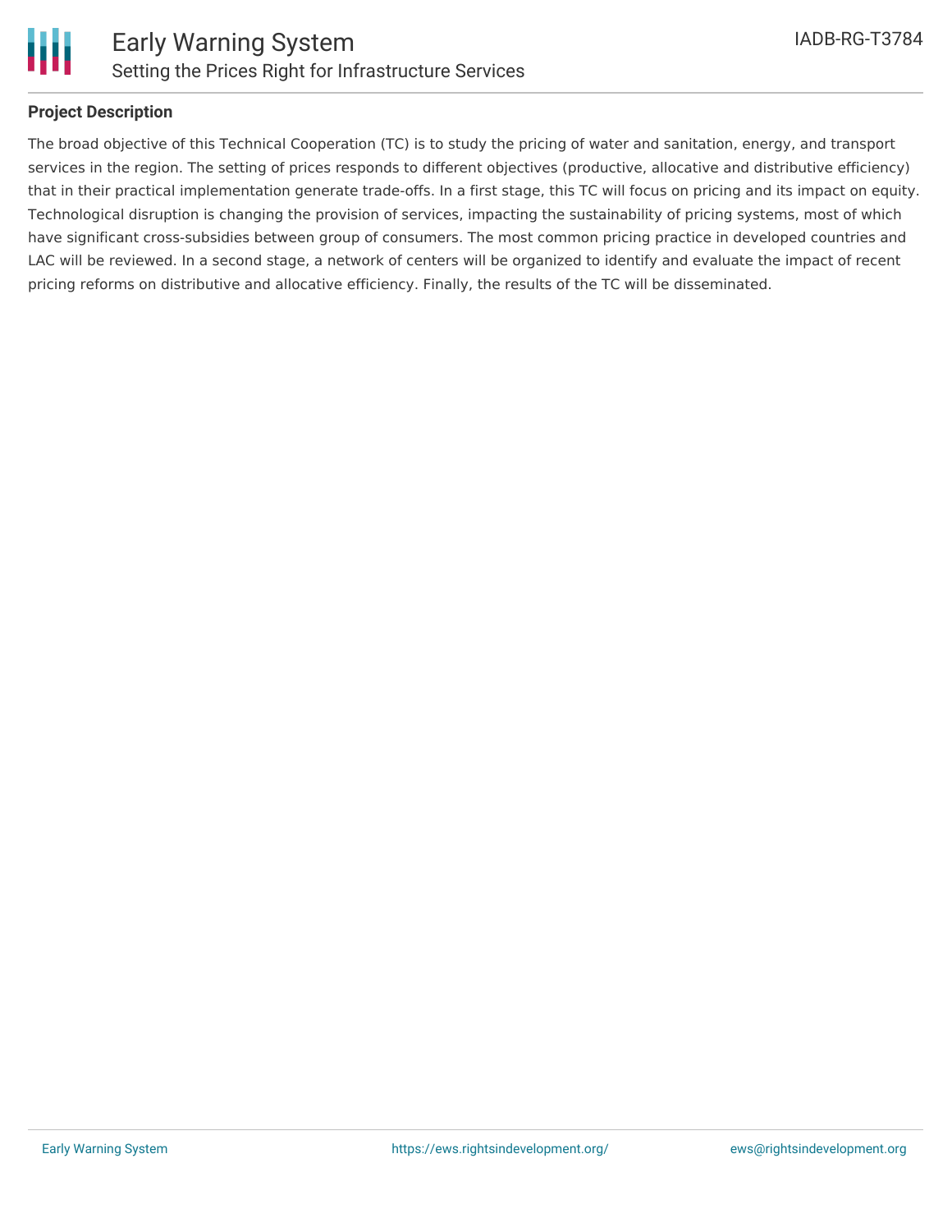## Project Description

The broad objective of this Technical Cooperation (TC) is to study the pricing of water and sanitation, energy, and transport services in the region. The setting of prices responds to different objectives (productive, allocative and distributive efficiency) that in their practical implementation generate trade-offs. In a first stage, this TC will focus on pricing and its impact on equity. Technological disruption is changing the provision of services, impacting the sustainability of pricing systems, most of which have significant cross-subsidies between group of consumers. The most common pricing practice in developed countries and LAC will be reviewed. In a second stage, a network of centers will be organized to identify and evaluate the impact of recent pricing reforms on distributive and allocative efficiency. Finally, the results of the TC will be disseminated.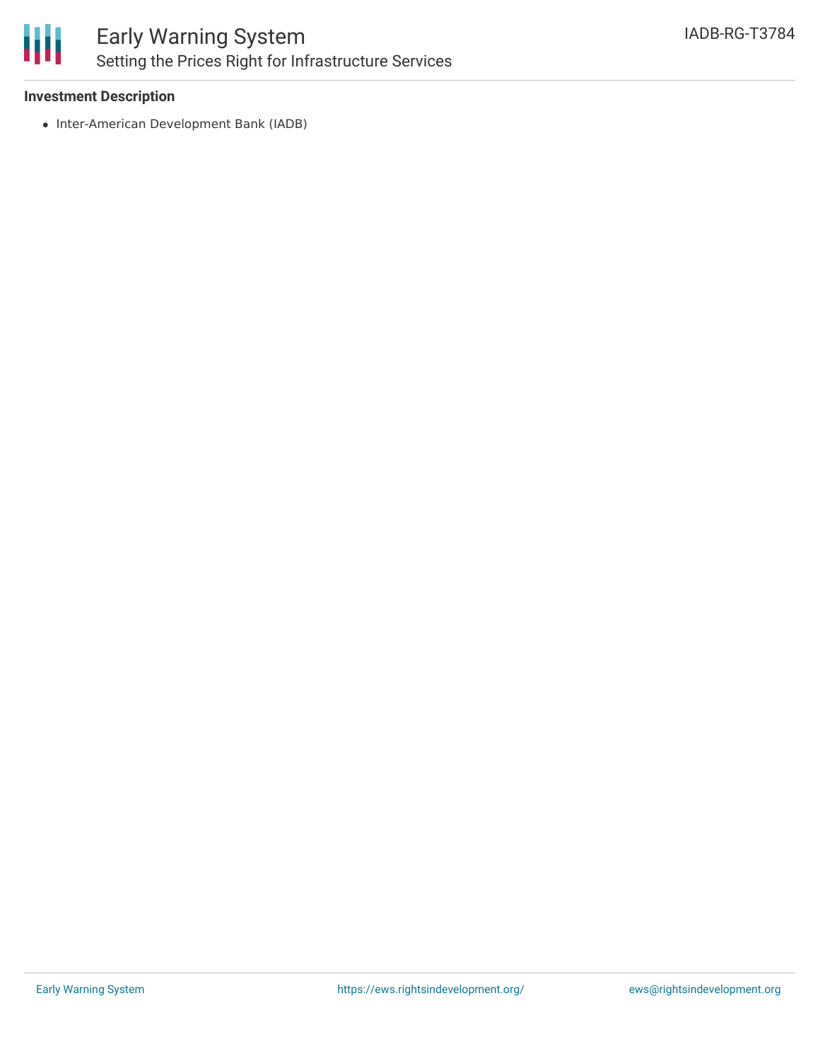**Investment Description**

- Inter-American Development Bank (IADB)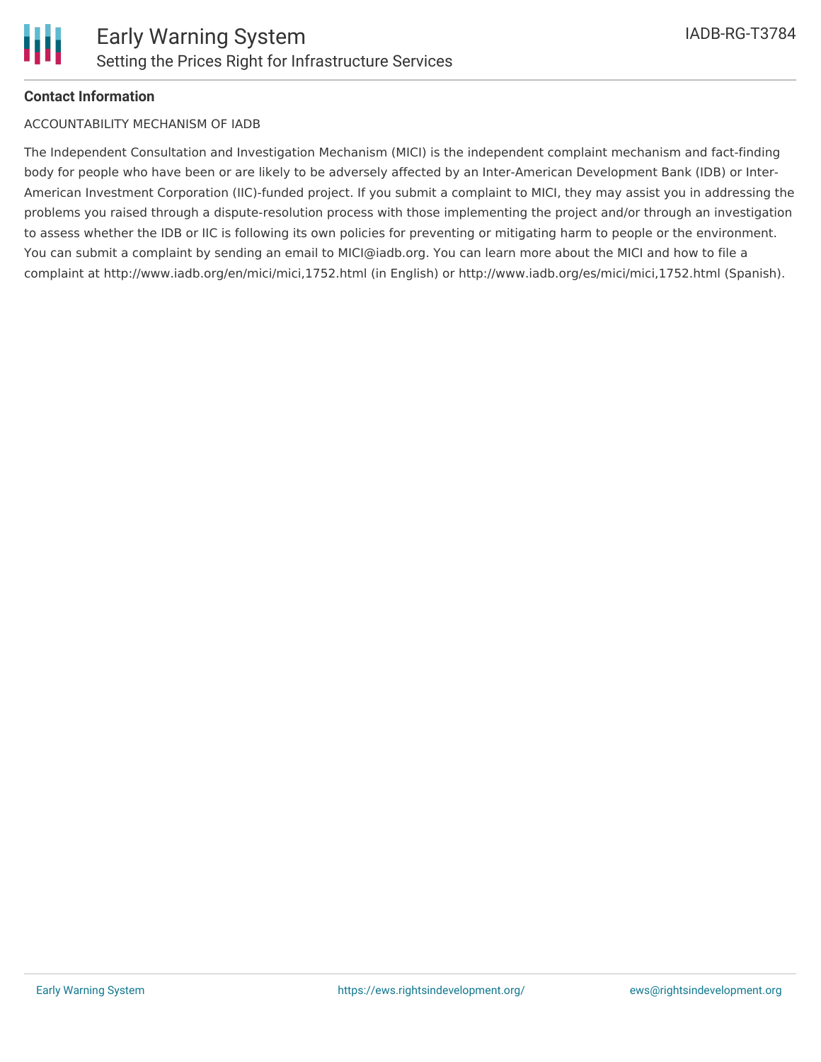**Contact Information**

ACCOUNTABILITY MECHANISM OF IADB

The Independent Consultation and Investigation Mechanism (MICI) is the independent complaint mechanism and fact-finding body for people who have been or are likely to be adversely affected by an Inter-American Development Bank (IDB) or Inter-American Investment Corporation (IIC)-funded project. If you submit a complaint to MICI, they may assist you in addressing the problems you raised through a dispute-resolution process with those implementing the project and/or through an investigation to assess whether the IDB or IIC is following its own policies for preventing or mitigating harm to people or the environment. You can submit a complaint by sending an email to MICI@iadb.org. You can learn more about the MICI and how to file a complaint at http://www.iadb.org/en/mici/mici,1752.html (in English) or http://www.iadb.org/es/mici/mici,1752.html (Spanish).